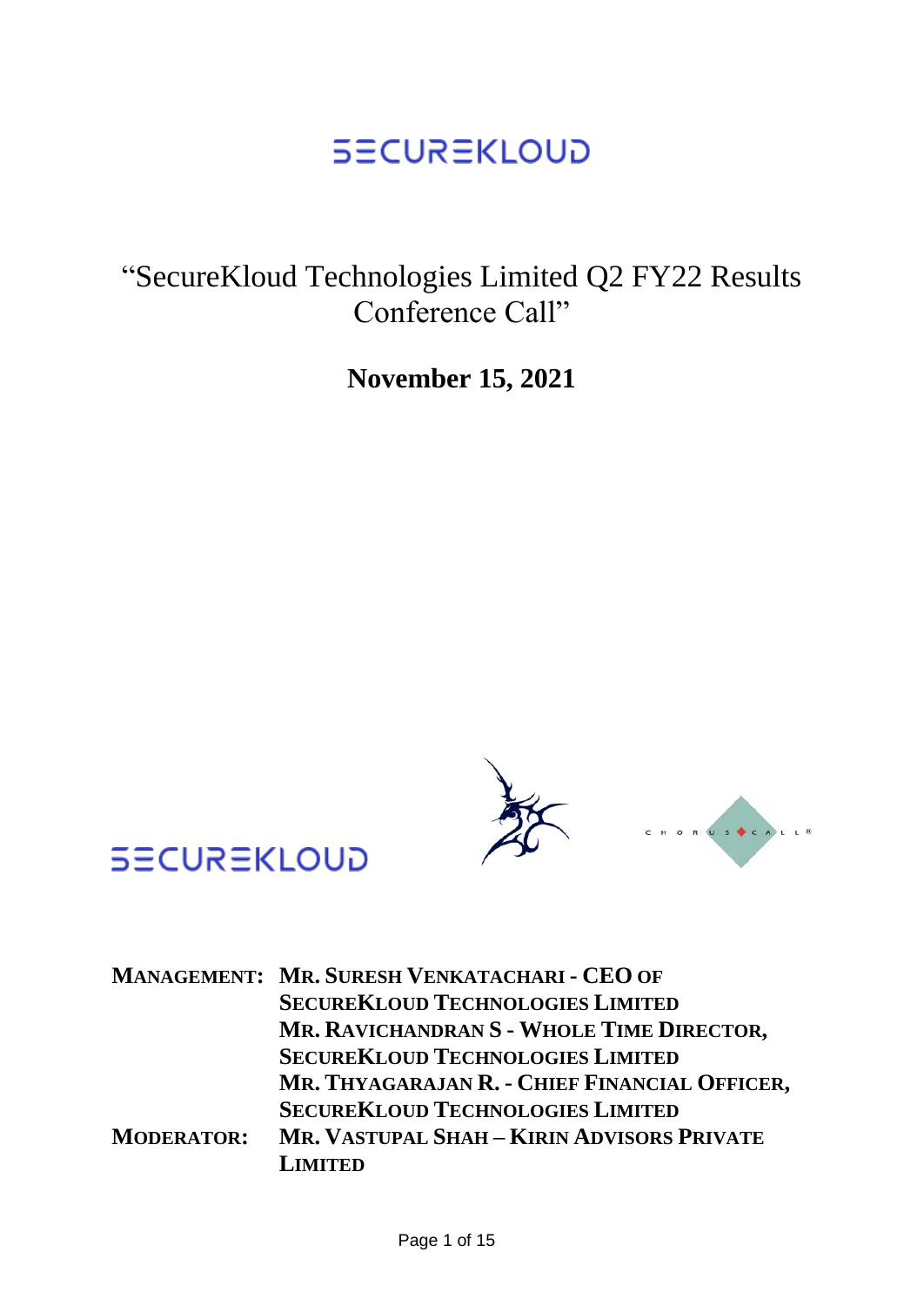# SECUREKLOUD

# "SecureKloud Technologies Limited Q2 FY22 Results Conference Call"

**November 15, 2021**

SECUREKLOUD

CHORUS CALL®

| | |
|---|---|
| **MANAGEMENT:** | **MR. SURESH VENKATACHARI - CEO OF SECUREKLOUD TECHNOLOGIES LIMITED** |
| | **MR. RAVICHANDRAN S - WHOLE TIME DIRECTOR, SECUREKLOUD TECHNOLOGIES LIMITED** |
| | **MR. THYAGARAJAN R. - CHIEF FINANCIAL OFFICER, SECUREKLOUD TECHNOLOGIES LIMITED** |
| **MODERATOR:** | **MR. VASTUPAL SHAH – KIRIN ADVISORS PRIVATE LIMITED** |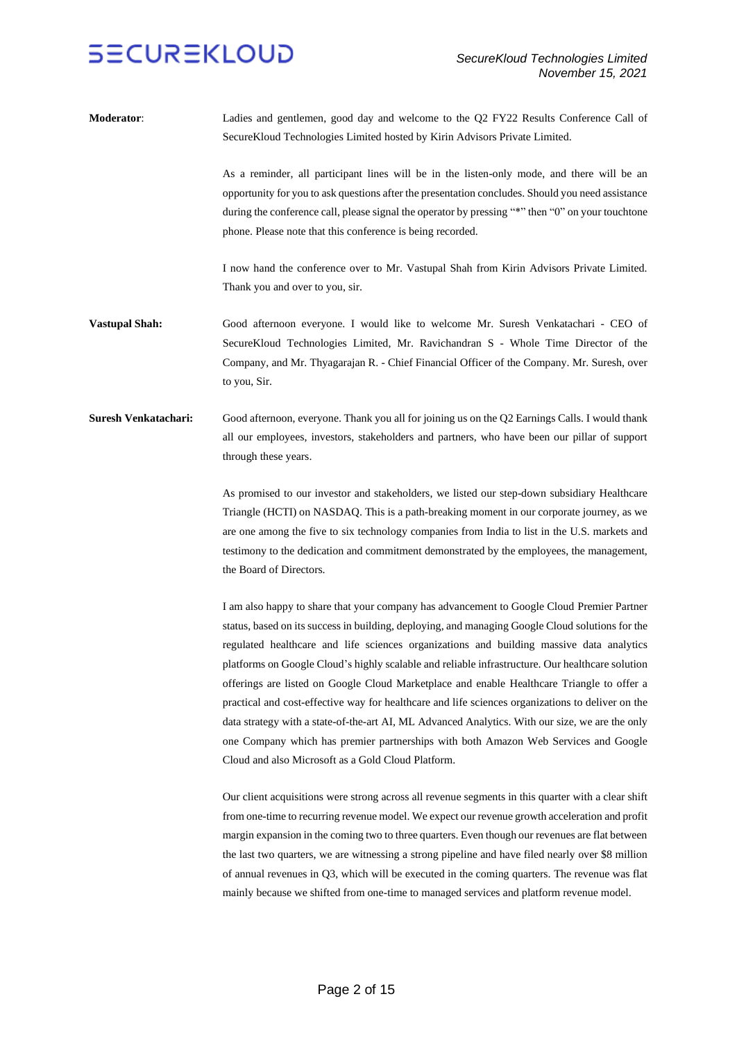**Moderator**: Ladies and gentlemen, good day and welcome to the Q2 FY22 Results Conference Call of SecureKloud Technologies Limited hosted by Kirin Advisors Private Limited.

As a reminder, all participant lines will be in the listen-only mode, and there will be an opportunity for you to ask questions after the presentation concludes. Should you need assistance during the conference call, please signal the operator by pressing "*" then "0" on your touchtone phone. Please note that this conference is being recorded.

I now hand the conference over to Mr. Vastupal Shah from Kirin Advisors Private Limited. Thank you and over to you, sir.

**Vastupal Shah:** Good afternoon everyone. I would like to welcome Mr. Suresh Venkatachari - CEO of SecureKloud Technologies Limited, Mr. Ravichandran S - Whole Time Director of the Company, and Mr. Thyagarajan R. - Chief Financial Officer of the Company. Mr. Suresh, over to you, Sir.

**Suresh Venkatachari:** Good afternoon, everyone. Thank you all for joining us on the Q2 Earnings Calls. I would thank all our employees, investors, stakeholders and partners, who have been our pillar of support through these years.

As promised to our investor and stakeholders, we listed our step-down subsidiary Healthcare Triangle (HCTI) on NASDAQ. This is a path-breaking moment in our corporate journey, as we are one among the five to six technology companies from India to list in the U.S. markets and testimony to the dedication and commitment demonstrated by the employees, the management, the Board of Directors.

I am also happy to share that your company has advancement to Google Cloud Premier Partner status, based on its success in building, deploying, and managing Google Cloud solutions for the regulated healthcare and life sciences organizations and building massive data analytics platforms on Google Cloud's highly scalable and reliable infrastructure. Our healthcare solution offerings are listed on Google Cloud Marketplace and enable Healthcare Triangle to offer a practical and cost-effective way for healthcare and life sciences organizations to deliver on the data strategy with a state-of-the-art AI, ML Advanced Analytics. With our size, we are the only one Company which has premier partnerships with both Amazon Web Services and Google Cloud and also Microsoft as a Gold Cloud Platform.

Our client acquisitions were strong across all revenue segments in this quarter with a clear shift from one-time to recurring revenue model. We expect our revenue growth acceleration and profit margin expansion in the coming two to three quarters. Even though our revenues are flat between the last two quarters, we are witnessing a strong pipeline and have filed nearly over $8 million of annual revenues in Q3, which will be executed in the coming quarters. The revenue was flat mainly because we shifted from one-time to managed services and platform revenue model.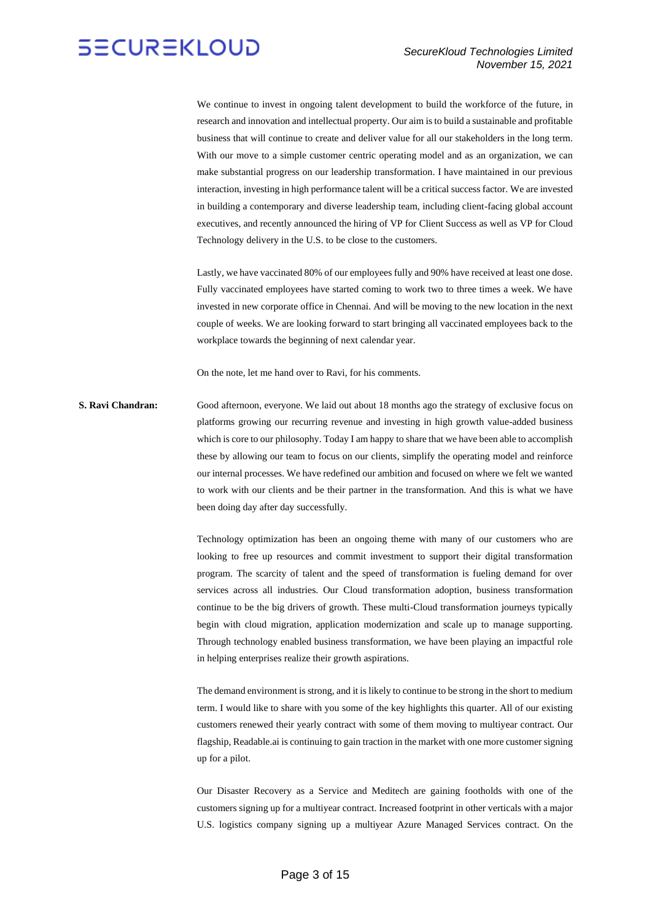We continue to invest in ongoing talent development to build the workforce of the future, in research and innovation and intellectual property. Our aim is to build a sustainable and profitable business that will continue to create and deliver value for all our stakeholders in the long term. With our move to a simple customer centric operating model and as an organization, we can make substantial progress on our leadership transformation. I have maintained in our previous interaction, investing in high performance talent will be a critical success factor. We are invested in building a contemporary and diverse leadership team, including client-facing global account executives, and recently announced the hiring of VP for Client Success as well as VP for Cloud Technology delivery in the U.S. to be close to the customers.

Lastly, we have vaccinated 80% of our employees fully and 90% have received at least one dose. Fully vaccinated employees have started coming to work two to three times a week. We have invested in new corporate office in Chennai. And will be moving to the new location in the next couple of weeks. We are looking forward to start bringing all vaccinated employees back to the workplace towards the beginning of next calendar year.

On the note, let me hand over to Ravi, for his comments.

**S. Ravi Chandran:** Good afternoon, everyone. We laid out about 18 months ago the strategy of exclusive focus on platforms growing our recurring revenue and investing in high growth value-added business which is core to our philosophy. Today I am happy to share that we have been able to accomplish these by allowing our team to focus on our clients, simplify the operating model and reinforce our internal processes. We have redefined our ambition and focused on where we felt we wanted to work with our clients and be their partner in the transformation. And this is what we have been doing day after day successfully.

Technology optimization has been an ongoing theme with many of our customers who are looking to free up resources and commit investment to support their digital transformation program. The scarcity of talent and the speed of transformation is fueling demand for over services across all industries. Our Cloud transformation adoption, business transformation continue to be the big drivers of growth. These multi-Cloud transformation journeys typically begin with cloud migration, application modernization and scale up to manage supporting. Through technology enabled business transformation, we have been playing an impactful role in helping enterprises realize their growth aspirations.

The demand environment is strong, and it is likely to continue to be strong in the short to medium term. I would like to share with you some of the key highlights this quarter. All of our existing customers renewed their yearly contract with some of them moving to multiyear contract. Our flagship, Readable.ai is continuing to gain traction in the market with one more customer signing up for a pilot.

Our Disaster Recovery as a Service and Meditech are gaining footholds with one of the customers signing up for a multiyear contract. Increased footprint in other verticals with a major U.S. logistics company signing up a multiyear Azure Managed Services contract. On the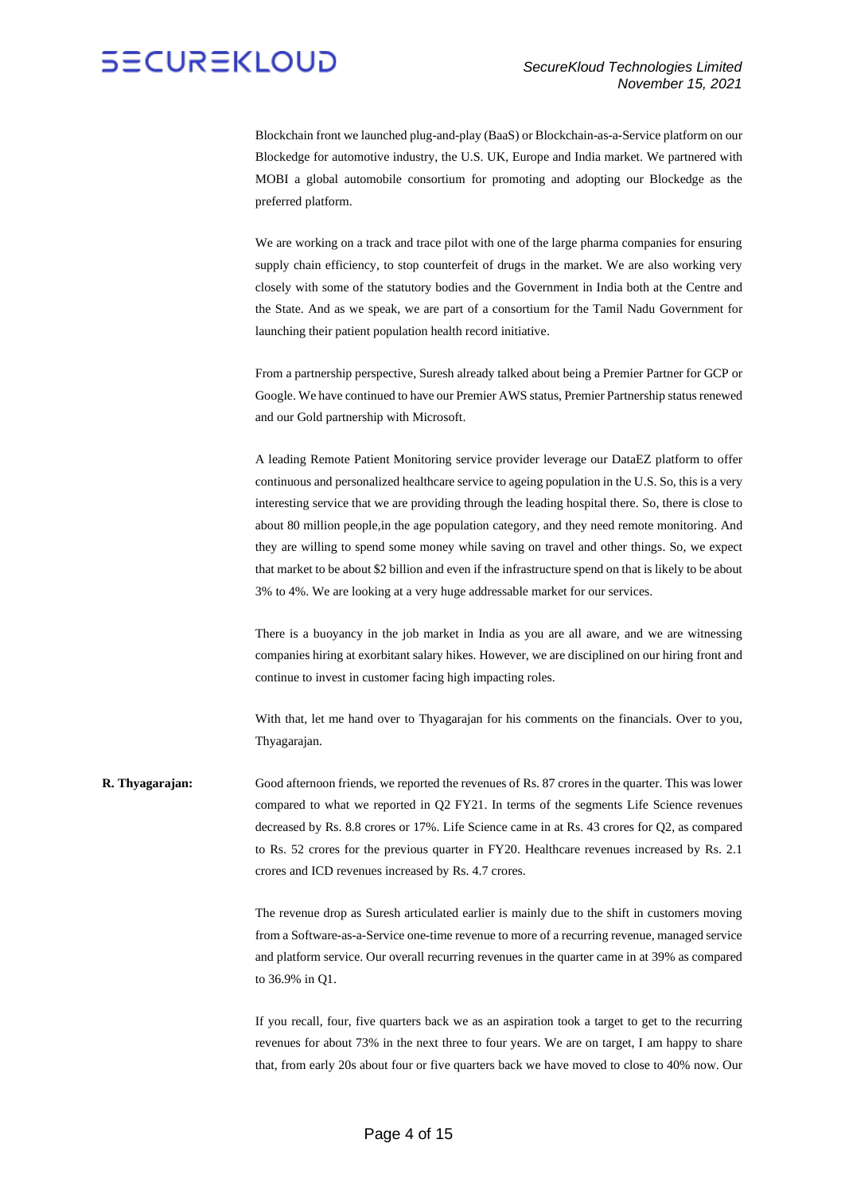Blockchain front we launched plug-and-play (BaaS) or Blockchain-as-a-Service platform on our Blockedge for automotive industry, the U.S. UK, Europe and India market. We partnered with MOBI a global automobile consortium for promoting and adopting our Blockedge as the preferred platform.

We are working on a track and trace pilot with one of the large pharma companies for ensuring supply chain efficiency, to stop counterfeit of drugs in the market. We are also working very closely with some of the statutory bodies and the Government in India both at the Centre and the State. And as we speak, we are part of a consortium for the Tamil Nadu Government for launching their patient population health record initiative.

From a partnership perspective, Suresh already talked about being a Premier Partner for GCP or Google. We have continued to have our Premier AWS status, Premier Partnership status renewed and our Gold partnership with Microsoft.

A leading Remote Patient Monitoring service provider leverage our DataEZ platform to offer continuous and personalized healthcare service to ageing population in the U.S. So, this is a very interesting service that we are providing through the leading hospital there. So, there is close to about 80 million people,in the age population category, and they need remote monitoring. And they are willing to spend some money while saving on travel and other things. So, we expect that market to be about $2 billion and even if the infrastructure spend on that is likely to be about 3% to 4%. We are looking at a very huge addressable market for our services.

There is a buoyancy in the job market in India as you are all aware, and we are witnessing companies hiring at exorbitant salary hikes. However, we are disciplined on our hiring front and continue to invest in customer facing high impacting roles.

With that, let me hand over to Thyagarajan for his comments on the financials. Over to you, Thyagarajan.

**R. Thyagarajan:** Good afternoon friends, we reported the revenues of Rs. 87 crores in the quarter. This was lower compared to what we reported in Q2 FY21. In terms of the segments Life Science revenues decreased by Rs. 8.8 crores or 17%. Life Science came in at Rs. 43 crores for Q2, as compared to Rs. 52 crores for the previous quarter in FY20. Healthcare revenues increased by Rs. 2.1 crores and ICD revenues increased by Rs. 4.7 crores.

The revenue drop as Suresh articulated earlier is mainly due to the shift in customers moving from a Software-as-a-Service one-time revenue to more of a recurring revenue, managed service and platform service. Our overall recurring revenues in the quarter came in at 39% as compared to 36.9% in Q1.

If you recall, four, five quarters back we as an aspiration took a target to get to the recurring revenues for about 73% in the next three to four years. We are on target, I am happy to share that, from early 20s about four or five quarters back we have moved to close to 40% now. Our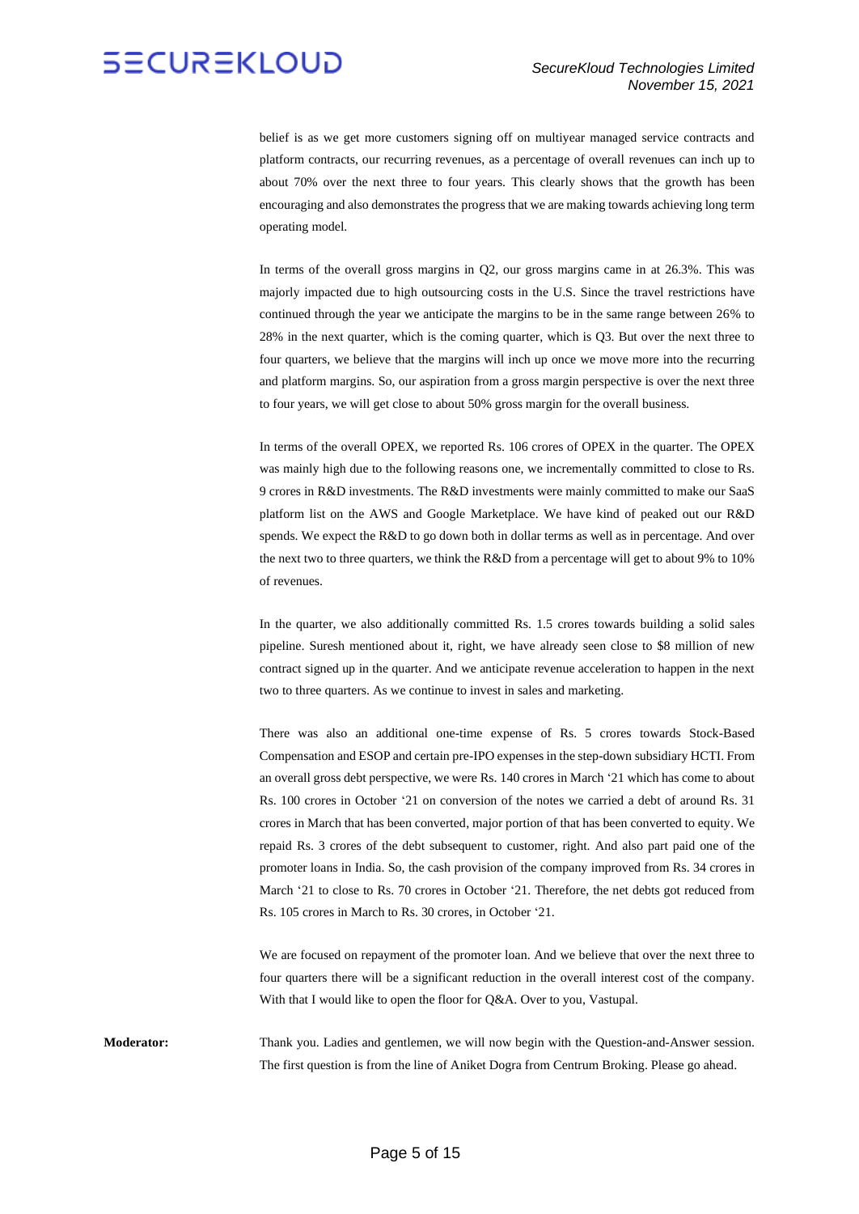belief is as we get more customers signing off on multiyear managed service contracts and platform contracts, our recurring revenues, as a percentage of overall revenues can inch up to about 70% over the next three to four years. This clearly shows that the growth has been encouraging and also demonstrates the progress that we are making towards achieving long term operating model.

In terms of the overall gross margins in Q2, our gross margins came in at 26.3%. This was majorly impacted due to high outsourcing costs in the U.S. Since the travel restrictions have continued through the year we anticipate the margins to be in the same range between 26% to 28% in the next quarter, which is the coming quarter, which is Q3. But over the next three to four quarters, we believe that the margins will inch up once we move more into the recurring and platform margins. So, our aspiration from a gross margin perspective is over the next three to four years, we will get close to about 50% gross margin for the overall business.

In terms of the overall OPEX, we reported Rs. 106 crores of OPEX in the quarter. The OPEX was mainly high due to the following reasons one, we incrementally committed to close to Rs. 9 crores in R&D investments. The R&D investments were mainly committed to make our SaaS platform list on the AWS and Google Marketplace. We have kind of peaked out our R&D spends. We expect the R&D to go down both in dollar terms as well as in percentage. And over the next two to three quarters, we think the R&D from a percentage will get to about 9% to 10% of revenues.

In the quarter, we also additionally committed Rs. 1.5 crores towards building a solid sales pipeline. Suresh mentioned about it, right, we have already seen close to $8 million of new contract signed up in the quarter. And we anticipate revenue acceleration to happen in the next two to three quarters. As we continue to invest in sales and marketing.

There was also an additional one-time expense of Rs. 5 crores towards Stock-Based Compensation and ESOP and certain pre-IPO expenses in the step-down subsidiary HCTI. From an overall gross debt perspective, we were Rs. 140 crores in March '21 which has come to about Rs. 100 crores in October '21 on conversion of the notes we carried a debt of around Rs. 31 crores in March that has been converted, major portion of that has been converted to equity. We repaid Rs. 3 crores of the debt subsequent to customer, right. And also part paid one of the promoter loans in India. So, the cash provision of the company improved from Rs. 34 crores in March '21 to close to Rs. 70 crores in October '21. Therefore, the net debts got reduced from Rs. 105 crores in March to Rs. 30 crores, in October '21.

We are focused on repayment of the promoter loan. And we believe that over the next three to four quarters there will be a significant reduction in the overall interest cost of the company. With that I would like to open the floor for Q&A. Over to you, Vastupal.

**Moderator:** Thank you. Ladies and gentlemen, we will now begin with the Question-and-Answer session. The first question is from the line of Aniket Dogra from Centrum Broking. Please go ahead.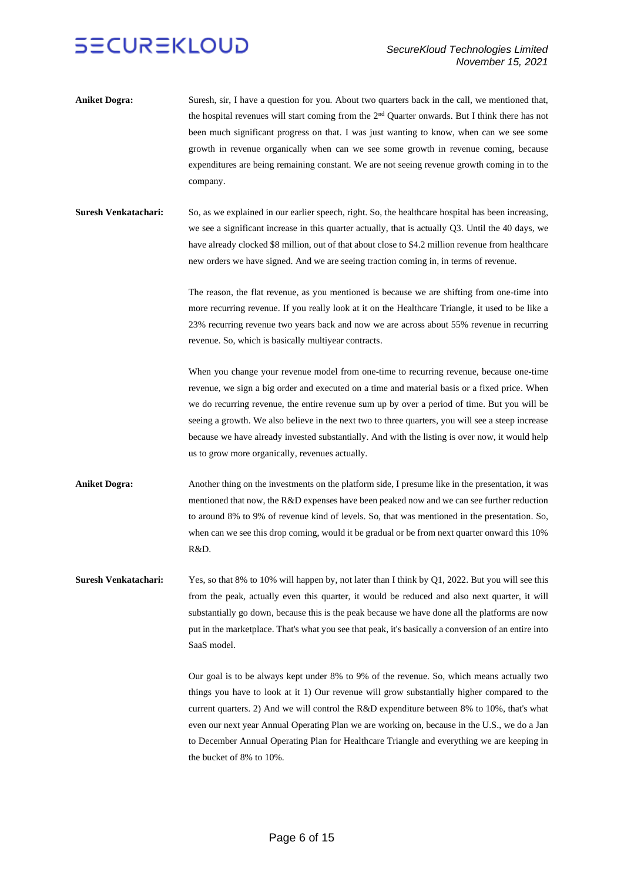**Aniket Dogra:** Suresh, sir, I have a question for you. About two quarters back in the call, we mentioned that, the hospital revenues will start coming from the 2nd Quarter onwards. But I think there has not been much significant progress on that. I was just wanting to know, when can we see some growth in revenue organically when can we see some growth in revenue coming, because expenditures are being remaining constant. We are not seeing revenue growth coming in to the company.

**Suresh Venkatachari:** So, as we explained in our earlier speech, right. So, the healthcare hospital has been increasing, we see a significant increase in this quarter actually, that is actually Q3. Until the 40 days, we have already clocked \$8 million, out of that about close to \$4.2 million revenue from healthcare new orders we have signed. And we are seeing traction coming in, in terms of revenue.

The reason, the flat revenue, as you mentioned is because we are shifting from one-time into more recurring revenue. If you really look at it on the Healthcare Triangle, it used to be like a 23% recurring revenue two years back and now we are across about 55% revenue in recurring revenue. So, which is basically multiyear contracts.

When you change your revenue model from one-time to recurring revenue, because one-time revenue, we sign a big order and executed on a time and material basis or a fixed price. When we do recurring revenue, the entire revenue sum up by over a period of time. But you will be seeing a growth. We also believe in the next two to three quarters, you will see a steep increase because we have already invested substantially. And with the listing is over now, it would help us to grow more organically, revenues actually.

**Aniket Dogra:** Another thing on the investments on the platform side, I presume like in the presentation, it was mentioned that now, the R&D expenses have been peaked now and we can see further reduction to around 8% to 9% of revenue kind of levels. So, that was mentioned in the presentation. So, when can we see this drop coming, would it be gradual or be from next quarter onward this 10% R&D.

**Suresh Venkatachari:** Yes, so that 8% to 10% will happen by, not later than I think by Q1, 2022. But you will see this from the peak, actually even this quarter, it would be reduced and also next quarter, it will substantially go down, because this is the peak because we have done all the platforms are now put in the marketplace. That's what you see that peak, it's basically a conversion of an entire into SaaS model.

Our goal is to be always kept under 8% to 9% of the revenue. So, which means actually two things you have to look at it 1) Our revenue will grow substantially higher compared to the current quarters. 2) And we will control the R&D expenditure between 8% to 10%, that's what even our next year Annual Operating Plan we are working on, because in the U.S., we do a Jan to December Annual Operating Plan for Healthcare Triangle and everything we are keeping in the bucket of 8% to 10%.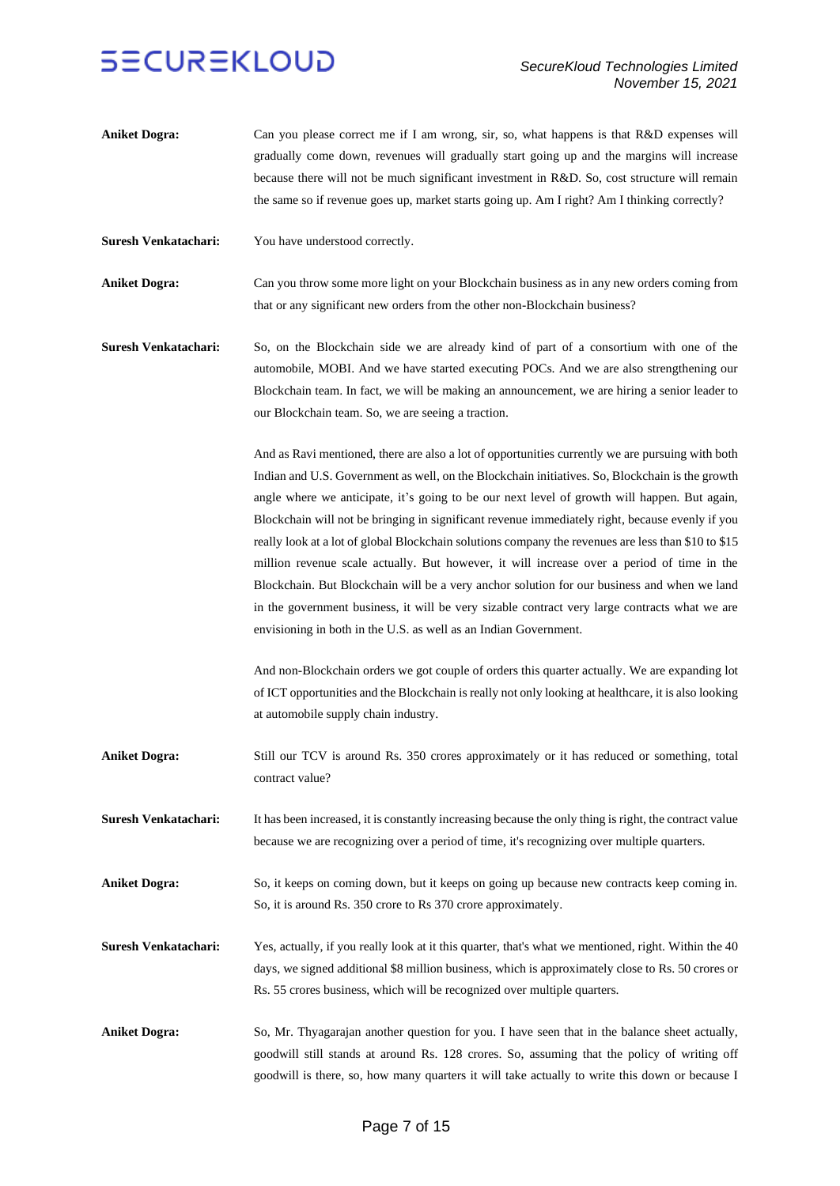**Aniket Dogra:** Can you please correct me if I am wrong, sir, so, what happens is that R&D expenses will gradually come down, revenues will gradually start going up and the margins will increase because there will not be much significant investment in R&D. So, cost structure will remain the same so if revenue goes up, market starts going up. Am I right? Am I thinking correctly?

**Suresh Venkatachari:** You have understood correctly.

**Aniket Dogra:** Can you throw some more light on your Blockchain business as in any new orders coming from that or any significant new orders from the other non-Blockchain business?

**Suresh Venkatachari:** So, on the Blockchain side we are already kind of part of a consortium with one of the automobile, MOBI. And we have started executing POCs. And we are also strengthening our Blockchain team. In fact, we will be making an announcement, we are hiring a senior leader to our Blockchain team. So, we are seeing a traction.

And as Ravi mentioned, there are also a lot of opportunities currently we are pursuing with both Indian and U.S. Government as well, on the Blockchain initiatives. So, Blockchain is the growth angle where we anticipate, it's going to be our next level of growth will happen. But again, Blockchain will not be bringing in significant revenue immediately right, because evenly if you really look at a lot of global Blockchain solutions company the revenues are less than $10 to $15 million revenue scale actually. But however, it will increase over a period of time in the Blockchain. But Blockchain will be a very anchor solution for our business and when we land in the government business, it will be very sizable contract very large contracts what we are envisioning in both in the U.S. as well as an Indian Government.

And non-Blockchain orders we got couple of orders this quarter actually. We are expanding lot of ICT opportunities and the Blockchain is really not only looking at healthcare, it is also looking at automobile supply chain industry.

**Aniket Dogra:** Still our TCV is around Rs. 350 crores approximately or it has reduced or something, total contract value?

**Suresh Venkatachari:** It has been increased, it is constantly increasing because the only thing is right, the contract value because we are recognizing over a period of time, it's recognizing over multiple quarters.

**Aniket Dogra:** So, it keeps on coming down, but it keeps on going up because new contracts keep coming in. So, it is around Rs. 350 crore to Rs 370 crore approximately.

**Suresh Venkatachari:** Yes, actually, if you really look at it this quarter, that's what we mentioned, right. Within the 40 days, we signed additional $8 million business, which is approximately close to Rs. 50 crores or Rs. 55 crores business, which will be recognized over multiple quarters.

**Aniket Dogra:** So, Mr. Thyagarajan another question for you. I have seen that in the balance sheet actually, goodwill still stands at around Rs. 128 crores. So, assuming that the policy of writing off goodwill is there, so, how many quarters it will take actually to write this down or because I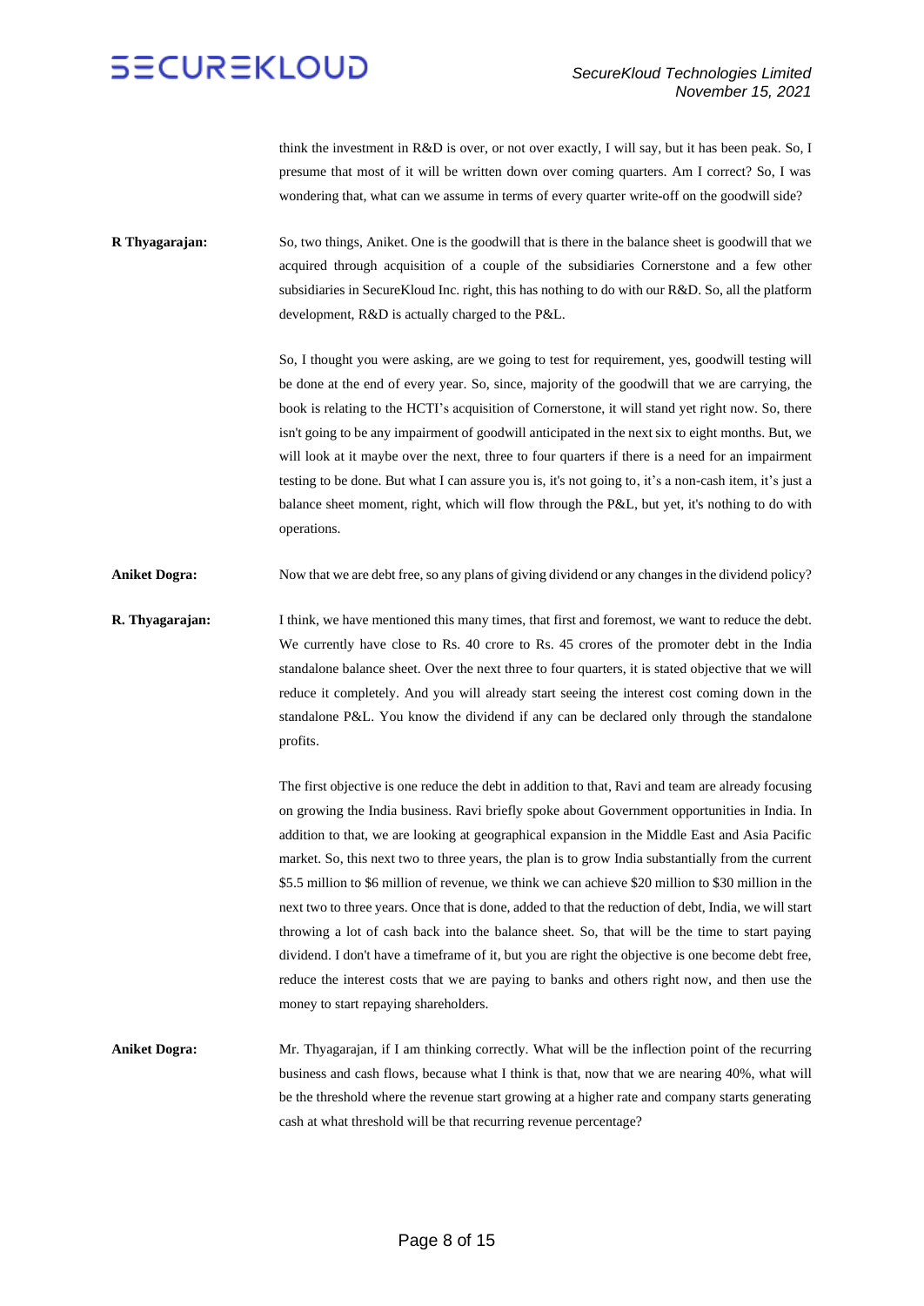think the investment in R&D is over, or not over exactly, I will say, but it has been peak. So, I presume that most of it will be written down over coming quarters. Am I correct? So, I was wondering that, what can we assume in terms of every quarter write-off on the goodwill side?

**R Thyagarajan:** So, two things, Aniket. One is the goodwill that is there in the balance sheet is goodwill that we acquired through acquisition of a couple of the subsidiaries Cornerstone and a few other subsidiaries in SecureKloud Inc. right, this has nothing to do with our R&D. So, all the platform development, R&D is actually charged to the P&L.

So, I thought you were asking, are we going to test for requirement, yes, goodwill testing will be done at the end of every year. So, since, majority of the goodwill that we are carrying, the book is relating to the HCTI's acquisition of Cornerstone, it will stand yet right now. So, there isn't going to be any impairment of goodwill anticipated in the next six to eight months. But, we will look at it maybe over the next, three to four quarters if there is a need for an impairment testing to be done. But what I can assure you is, it's not going to, it's a non-cash item, it's just a balance sheet moment, right, which will flow through the P&L, but yet, it's nothing to do with operations.

**Aniket Dogra:** Now that we are debt free, so any plans of giving dividend or any changes in the dividend policy?

**R. Thyagarajan:** I think, we have mentioned this many times, that first and foremost, we want to reduce the debt. We currently have close to Rs. 40 crore to Rs. 45 crores of the promoter debt in the India standalone balance sheet. Over the next three to four quarters, it is stated objective that we will reduce it completely. And you will already start seeing the interest cost coming down in the standalone P&L. You know the dividend if any can be declared only through the standalone profits.

The first objective is one reduce the debt in addition to that, Ravi and team are already focusing on growing the India business. Ravi briefly spoke about Government opportunities in India. In addition to that, we are looking at geographical expansion in the Middle East and Asia Pacific market. So, this next two to three years, the plan is to grow India substantially from the current \$5.5 million to \$6 million of revenue, we think we can achieve \$20 million to \$30 million in the next two to three years. Once that is done, added to that the reduction of debt, India, we will start throwing a lot of cash back into the balance sheet. So, that will be the time to start paying dividend. I don't have a timeframe of it, but you are right the objective is one become debt free, reduce the interest costs that we are paying to banks and others right now, and then use the money to start repaying shareholders.

**Aniket Dogra:** Mr. Thyagarajan, if I am thinking correctly. What will be the inflection point of the recurring business and cash flows, because what I think is that, now that we are nearing 40%, what will be the threshold where the revenue start growing at a higher rate and company starts generating cash at what threshold will be that recurring revenue percentage?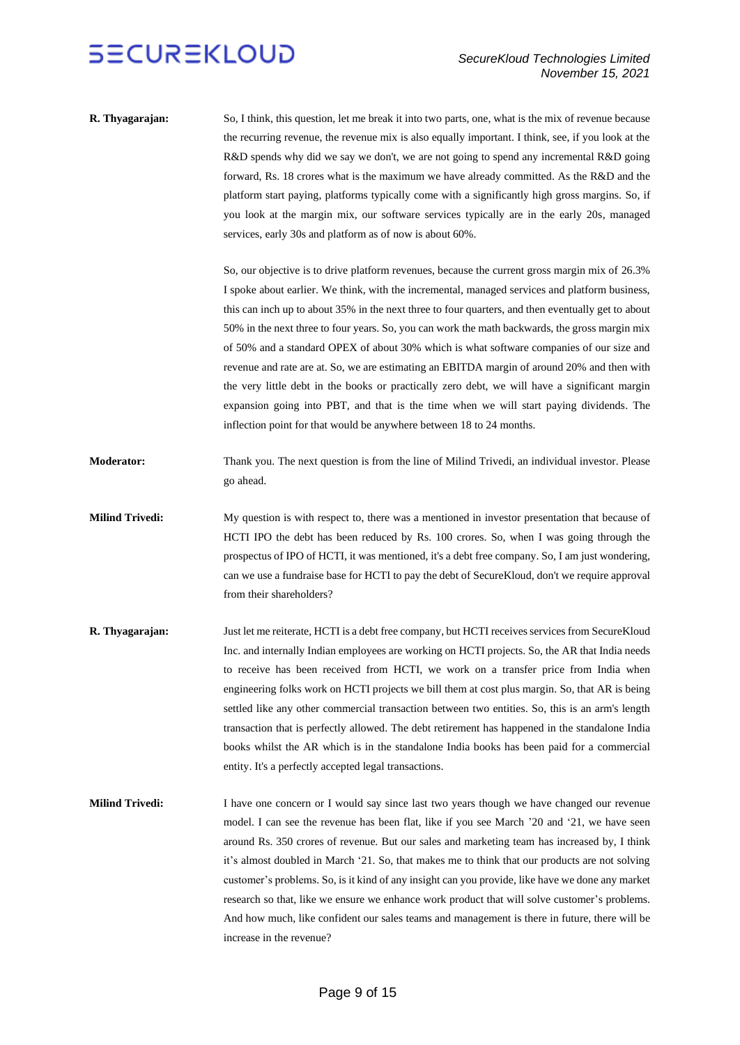**R. Thyagarajan:** So, I think, this question, let me break it into two parts, one, what is the mix of revenue because the recurring revenue, the revenue mix is also equally important. I think, see, if you look at the R&D spends why did we say we don't, we are not going to spend any incremental R&D going forward, Rs. 18 crores what is the maximum we have already committed. As the R&D and the platform start paying, platforms typically come with a significantly high gross margins. So, if you look at the margin mix, our software services typically are in the early 20s, managed services, early 30s and platform as of now is about 60%.

So, our objective is to drive platform revenues, because the current gross margin mix of 26.3% I spoke about earlier. We think, with the incremental, managed services and platform business, this can inch up to about 35% in the next three to four quarters, and then eventually get to about 50% in the next three to four years. So, you can work the math backwards, the gross margin mix of 50% and a standard OPEX of about 30% which is what software companies of our size and revenue and rate are at. So, we are estimating an EBITDA margin of around 20% and then with the very little debt in the books or practically zero debt, we will have a significant margin expansion going into PBT, and that is the time when we will start paying dividends. The inflection point for that would be anywhere between 18 to 24 months.

**Moderator:** Thank you. The next question is from the line of Milind Trivedi, an individual investor. Please go ahead.

**Milind Trivedi:** My question is with respect to, there was a mentioned in investor presentation that because of HCTI IPO the debt has been reduced by Rs. 100 crores. So, when I was going through the prospectus of IPO of HCTI, it was mentioned, it's a debt free company. So, I am just wondering, can we use a fundraise base for HCTI to pay the debt of SecureKloud, don't we require approval from their shareholders?

**R. Thyagarajan:** Just let me reiterate, HCTI is a debt free company, but HCTI receives services from SecureKloud Inc. and internally Indian employees are working on HCTI projects. So, the AR that India needs to receive has been received from HCTI, we work on a transfer price from India when engineering folks work on HCTI projects we bill them at cost plus margin. So, that AR is being settled like any other commercial transaction between two entities. So, this is an arm's length transaction that is perfectly allowed. The debt retirement has happened in the standalone India books whilst the AR which is in the standalone India books has been paid for a commercial entity. It's a perfectly accepted legal transactions.

**Milind Trivedi:** I have one concern or I would say since last two years though we have changed our revenue model. I can see the revenue has been flat, like if you see March '20 and '21, we have seen around Rs. 350 crores of revenue. But our sales and marketing team has increased by, I think it's almost doubled in March '21. So, that makes me to think that our products are not solving customer's problems. So, is it kind of any insight can you provide, like have we done any market research so that, like we ensure we enhance work product that will solve customer's problems. And how much, like confident our sales teams and management is there in future, there will be increase in the revenue?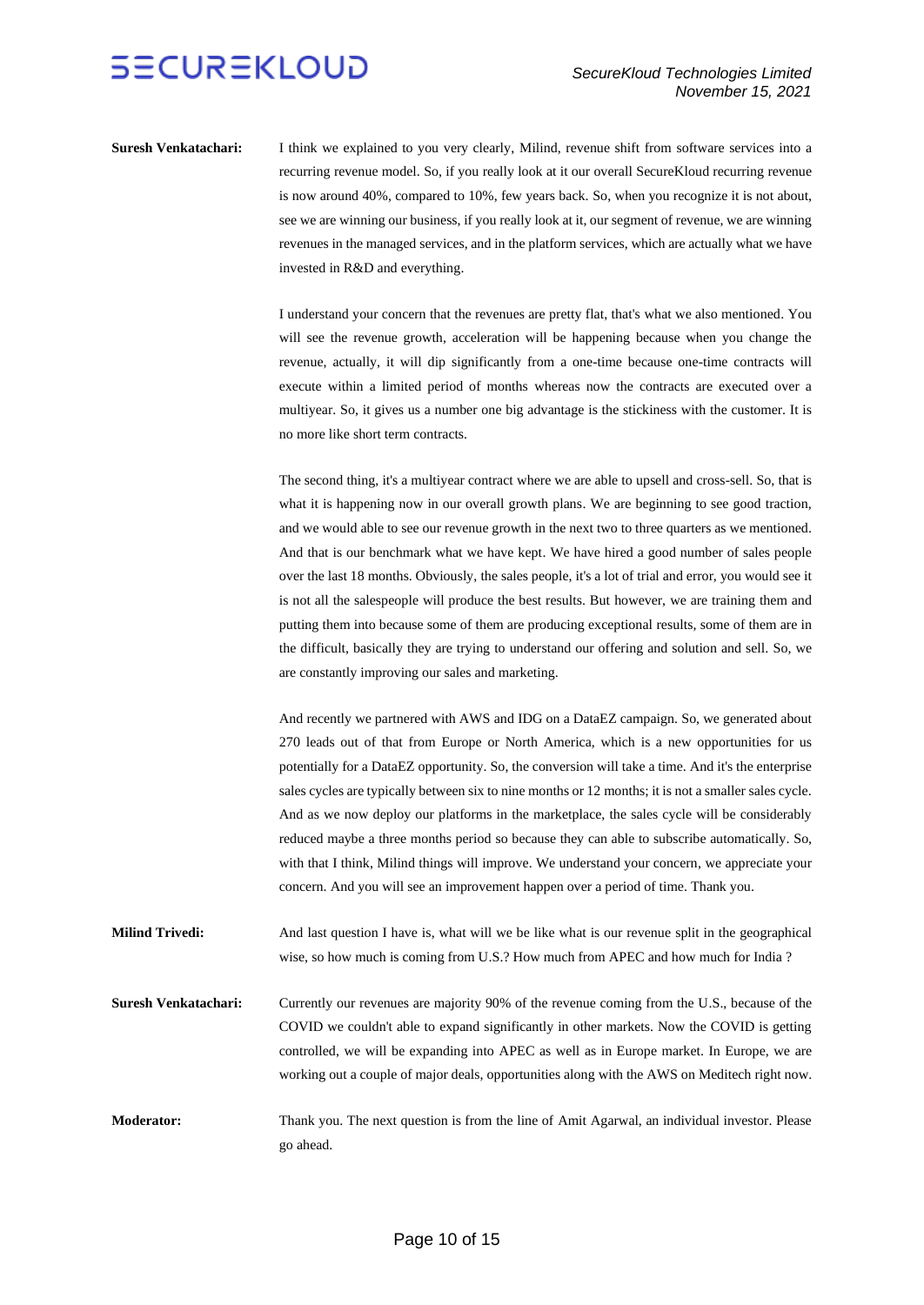**Suresh Venkatachari:** I think we explained to you very clearly, Milind, revenue shift from software services into a recurring revenue model. So, if you really look at it our overall SecureKloud recurring revenue is now around 40%, compared to 10%, few years back. So, when you recognize it is not about, see we are winning our business, if you really look at it, our segment of revenue, we are winning revenues in the managed services, and in the platform services, which are actually what we have invested in R&D and everything.

I understand your concern that the revenues are pretty flat, that's what we also mentioned. You will see the revenue growth, acceleration will be happening because when you change the revenue, actually, it will dip significantly from a one-time because one-time contracts will execute within a limited period of months whereas now the contracts are executed over a multiyear. So, it gives us a number one big advantage is the stickiness with the customer. It is no more like short term contracts.

The second thing, it's a multiyear contract where we are able to upsell and cross-sell. So, that is what it is happening now in our overall growth plans. We are beginning to see good traction, and we would able to see our revenue growth in the next two to three quarters as we mentioned. And that is our benchmark what we have kept. We have hired a good number of sales people over the last 18 months. Obviously, the sales people, it's a lot of trial and error, you would see it is not all the salespeople will produce the best results. But however, we are training them and putting them into because some of them are producing exceptional results, some of them are in the difficult, basically they are trying to understand our offering and solution and sell. So, we are constantly improving our sales and marketing.

And recently we partnered with AWS and IDG on a DataEZ campaign. So, we generated about 270 leads out of that from Europe or North America, which is a new opportunities for us potentially for a DataEZ opportunity. So, the conversion will take a time. And it's the enterprise sales cycles are typically between six to nine months or 12 months; it is not a smaller sales cycle. And as we now deploy our platforms in the marketplace, the sales cycle will be considerably reduced maybe a three months period so because they can able to subscribe automatically. So, with that I think, Milind things will improve. We understand your concern, we appreciate your concern. And you will see an improvement happen over a period of time. Thank you.

**Milind Trivedi:** And last question I have is, what will we be like what is our revenue split in the geographical wise, so how much is coming from U.S.? How much from APEC and how much for India ?

**Suresh Venkatachari:** Currently our revenues are majority 90% of the revenue coming from the U.S., because of the COVID we couldn't able to expand significantly in other markets. Now the COVID is getting controlled, we will be expanding into APEC as well as in Europe market. In Europe, we are working out a couple of major deals, opportunities along with the AWS on Meditech right now.

**Moderator:** Thank you. The next question is from the line of Amit Agarwal, an individual investor. Please go ahead.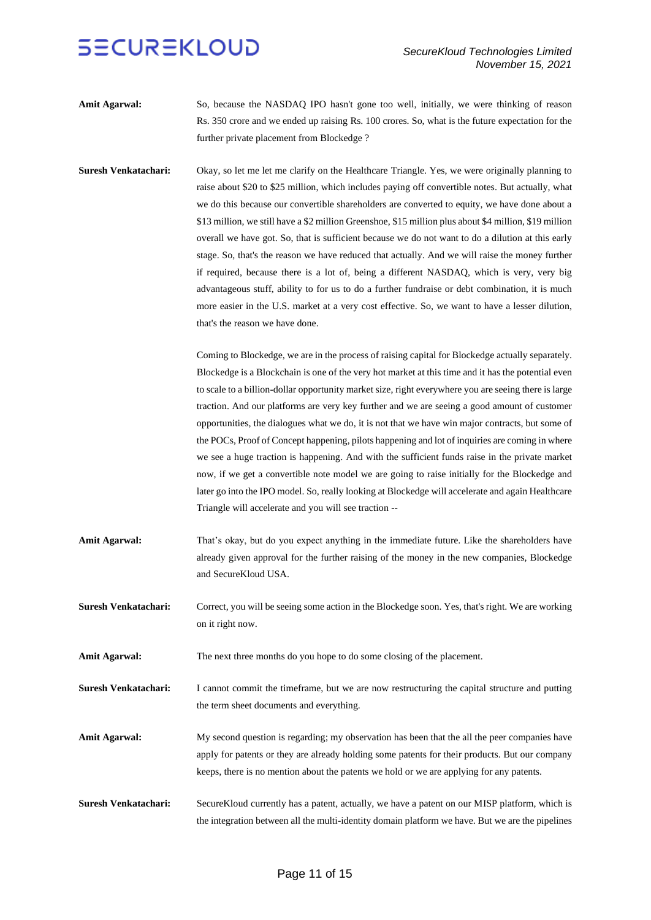**Amit Agarwal:** So, because the NASDAQ IPO hasn't gone too well, initially, we were thinking of reason Rs. 350 crore and we ended up raising Rs. 100 crores. So, what is the future expectation for the further private placement from Blockedge ?

**Suresh Venkatachari:** Okay, so let me let me clarify on the Healthcare Triangle. Yes, we were originally planning to raise about $20 to $25 million, which includes paying off convertible notes. But actually, what we do this because our convertible shareholders are converted to equity, we have done about a $13 million, we still have a $2 million Greenshoe, $15 million plus about $4 million, $19 million overall we have got. So, that is sufficient because we do not want to do a dilution at this early stage. So, that's the reason we have reduced that actually. And we will raise the money further if required, because there is a lot of, being a different NASDAQ, which is very, very big advantageous stuff, ability to for us to do a further fundraise or debt combination, it is much more easier in the U.S. market at a very cost effective. So, we want to have a lesser dilution, that's the reason we have done.

Coming to Blockedge, we are in the process of raising capital for Blockedge actually separately. Blockedge is a Blockchain is one of the very hot market at this time and it has the potential even to scale to a billion-dollar opportunity market size, right everywhere you are seeing there is large traction. And our platforms are very key further and we are seeing a good amount of customer opportunities, the dialogues what we do, it is not that we have win major contracts, but some of the POCs, Proof of Concept happening, pilots happening and lot of inquiries are coming in where we see a huge traction is happening. And with the sufficient funds raise in the private market now, if we get a convertible note model we are going to raise initially for the Blockedge and later go into the IPO model. So, really looking at Blockedge will accelerate and again Healthcare Triangle will accelerate and you will see traction --

**Amit Agarwal:** That's okay, but do you expect anything in the immediate future. Like the shareholders have already given approval for the further raising of the money in the new companies, Blockedge and SecureKloud USA.

**Suresh Venkatachari:** Correct, you will be seeing some action in the Blockedge soon. Yes, that's right. We are working on it right now.

**Amit Agarwal:** The next three months do you hope to do some closing of the placement.

**Suresh Venkatachari:** I cannot commit the timeframe, but we are now restructuring the capital structure and putting the term sheet documents and everything.

**Amit Agarwal:** My second question is regarding; my observation has been that the all the peer companies have apply for patents or they are already holding some patents for their products. But our company keeps, there is no mention about the patents we hold or we are applying for any patents.

**Suresh Venkatachari:** SecureKloud currently has a patent, actually, we have a patent on our MISP platform, which is the integration between all the multi-identity domain platform we have. But we are the pipelines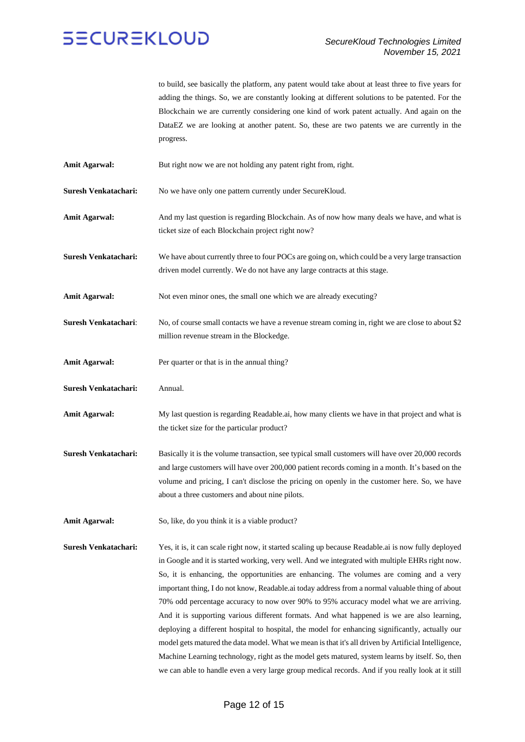to build, see basically the platform, any patent would take about at least three to five years for adding the things. So, we are constantly looking at different solutions to be patented. For the Blockchain we are currently considering one kind of work patent actually. And again on the DataEZ we are looking at another patent. So, these are two patents we are currently in the progress.

**Amit Agarwal:** But right now we are not holding any patent right from, right.

**Suresh Venkatachari:** No we have only one pattern currently under SecureKloud.

**Amit Agarwal:** And my last question is regarding Blockchain. As of now how many deals we have, and what is ticket size of each Blockchain project right now?

**Suresh Venkatachari:** We have about currently three to four POCs are going on, which could be a very large transaction driven model currently. We do not have any large contracts at this stage.

**Amit Agarwal:** Not even minor ones, the small one which we are already executing?

**Suresh Venkatachari:** No, of course small contacts we have a revenue stream coming in, right we are close to about $2 million revenue stream in the Blockedge.

**Amit Agarwal:** Per quarter or that is in the annual thing?

**Suresh Venkatachari:** Annual.

**Amit Agarwal:** My last question is regarding Readable.ai, how many clients we have in that project and what is the ticket size for the particular product?

**Suresh Venkatachari:** Basically it is the volume transaction, see typical small customers will have over 20,000 records and large customers will have over 200,000 patient records coming in a month. It's based on the volume and pricing, I can't disclose the pricing on openly in the customer here. So, we have about a three customers and about nine pilots.

**Amit Agarwal:** So, like, do you think it is a viable product?

**Suresh Venkatachari:** Yes, it is, it can scale right now, it started scaling up because Readable.ai is now fully deployed in Google and it is started working, very well. And we integrated with multiple EHRs right now. So, it is enhancing, the opportunities are enhancing. The volumes are coming and a very important thing, I do not know, Readable.ai today address from a normal valuable thing of about 70% odd percentage accuracy to now over 90% to 95% accuracy model what we are arriving. And it is supporting various different formats. And what happened is we are also learning, deploying a different hospital to hospital, the model for enhancing significantly, actually our model gets matured the data model. What we mean is that it's all driven by Artificial Intelligence, Machine Learning technology, right as the model gets matured, system learns by itself. So, then we can able to handle even a very large group medical records. And if you really look at it still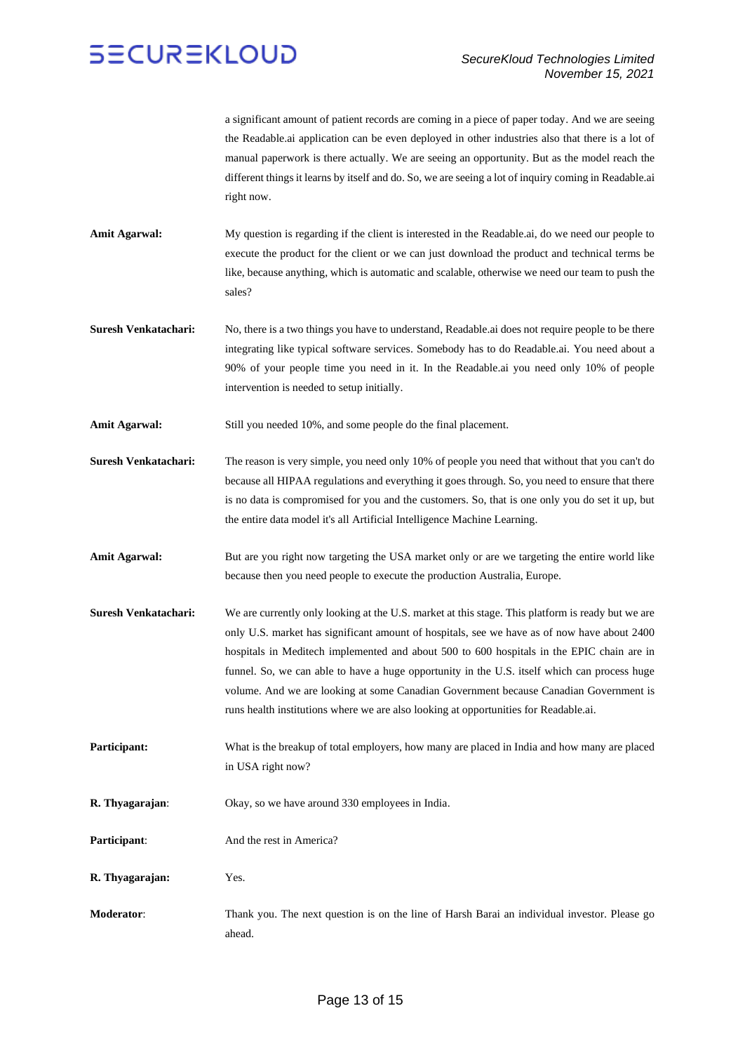a significant amount of patient records are coming in a piece of paper today. And we are seeing the Readable.ai application can be even deployed in other industries also that there is a lot of manual paperwork is there actually. We are seeing an opportunity. But as the model reach the different things it learns by itself and do. So, we are seeing a lot of inquiry coming in Readable.ai right now.

**Amit Agarwal:** My question is regarding if the client is interested in the Readable.ai, do we need our people to execute the product for the client or we can just download the product and technical terms be like, because anything, which is automatic and scalable, otherwise we need our team to push the sales?

**Suresh Venkatachari:** No, there is a two things you have to understand, Readable.ai does not require people to be there integrating like typical software services. Somebody has to do Readable.ai. You need about a 90% of your people time you need in it. In the Readable.ai you need only 10% of people intervention is needed to setup initially.

**Amit Agarwal:** Still you needed 10%, and some people do the final placement.

**Suresh Venkatachari:** The reason is very simple, you need only 10% of people you need that without that you can't do because all HIPAA regulations and everything it goes through. So, you need to ensure that there is no data is compromised for you and the customers. So, that is one only you do set it up, but the entire data model it's all Artificial Intelligence Machine Learning.

**Amit Agarwal:** But are you right now targeting the USA market only or are we targeting the entire world like because then you need people to execute the production Australia, Europe.

**Suresh Venkatachari:** We are currently only looking at the U.S. market at this stage. This platform is ready but we are only U.S. market has significant amount of hospitals, see we have as of now have about 2400 hospitals in Meditech implemented and about 500 to 600 hospitals in the EPIC chain are in funnel. So, we can able to have a huge opportunity in the U.S. itself which can process huge volume. And we are looking at some Canadian Government because Canadian Government is runs health institutions where we are also looking at opportunities for Readable.ai.

**Participant:** What is the breakup of total employers, how many are placed in India and how many are placed in USA right now?

**R. Thyagarajan:** Okay, so we have around 330 employees in India.

**Participant:** And the rest in America?

**R. Thyagarajan:** Yes.

**Moderator:** Thank you. The next question is on the line of Harsh Barai an individual investor. Please go ahead.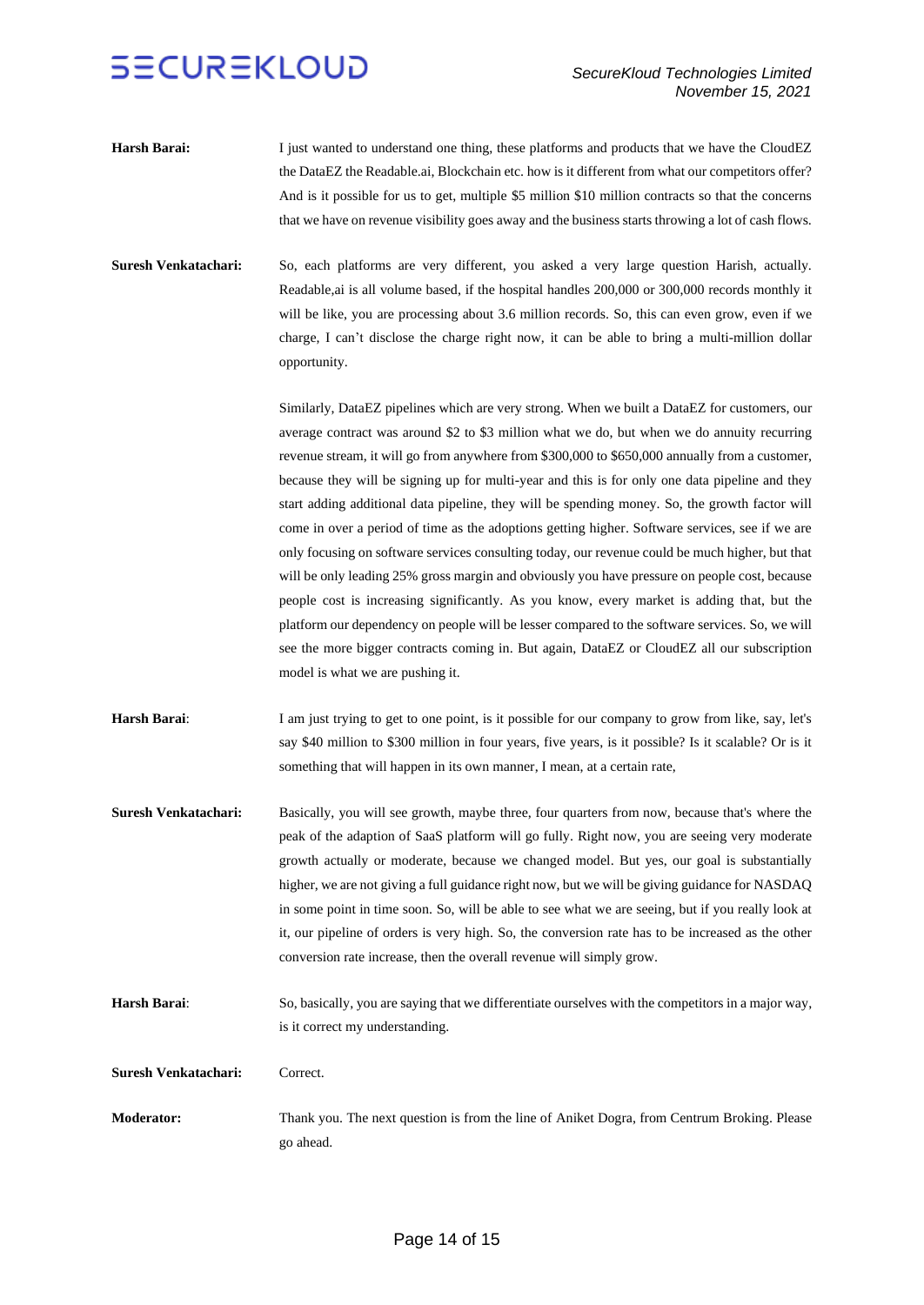**Harsh Barai:** I just wanted to understand one thing, these platforms and products that we have the CloudEZ the DataEZ the Readable.ai, Blockchain etc. how is it different from what our competitors offer? And is it possible for us to get, multiple $5 million $10 million contracts so that the concerns that we have on revenue visibility goes away and the business starts throwing a lot of cash flows.

**Suresh Venkatachari:** So, each platforms are very different, you asked a very large question Harish, actually. Readable,ai is all volume based, if the hospital handles 200,000 or 300,000 records monthly it will be like, you are processing about 3.6 million records. So, this can even grow, even if we charge, I can't disclose the charge right now, it can be able to bring a multi-million dollar opportunity.

Similarly, DataEZ pipelines which are very strong. When we built a DataEZ for customers, our average contract was around $2 to $3 million what we do, but when we do annuity recurring revenue stream, it will go from anywhere from $300,000 to $650,000 annually from a customer, because they will be signing up for multi-year and this is for only one data pipeline and they start adding additional data pipeline, they will be spending money. So, the growth factor will come in over a period of time as the adoptions getting higher. Software services, see if we are only focusing on software services consulting today, our revenue could be much higher, but that will be only leading 25% gross margin and obviously you have pressure on people cost, because people cost is increasing significantly. As you know, every market is adding that, but the platform our dependency on people will be lesser compared to the software services. So, we will see the more bigger contracts coming in. But again, DataEZ or CloudEZ all our subscription model is what we are pushing it.

**Harsh Barai**: I am just trying to get to one point, is it possible for our company to grow from like, say, let's say $40 million to $300 million in four years, five years, is it possible? Is it scalable? Or is it something that will happen in its own manner, I mean, at a certain rate,

**Suresh Venkatachari:** Basically, you will see growth, maybe three, four quarters from now, because that's where the peak of the adaption of SaaS platform will go fully. Right now, you are seeing very moderate growth actually or moderate, because we changed model. But yes, our goal is substantially higher, we are not giving a full guidance right now, but we will be giving guidance for NASDAQ in some point in time soon. So, will be able to see what we are seeing, but if you really look at it, our pipeline of orders is very high. So, the conversion rate has to be increased as the other conversion rate increase, then the overall revenue will simply grow.

**Harsh Barai**: So, basically, you are saying that we differentiate ourselves with the competitors in a major way, is it correct my understanding.

**Suresh Venkatachari:** Correct.

**Moderator:** Thank you. The next question is from the line of Aniket Dogra, from Centrum Broking. Please go ahead.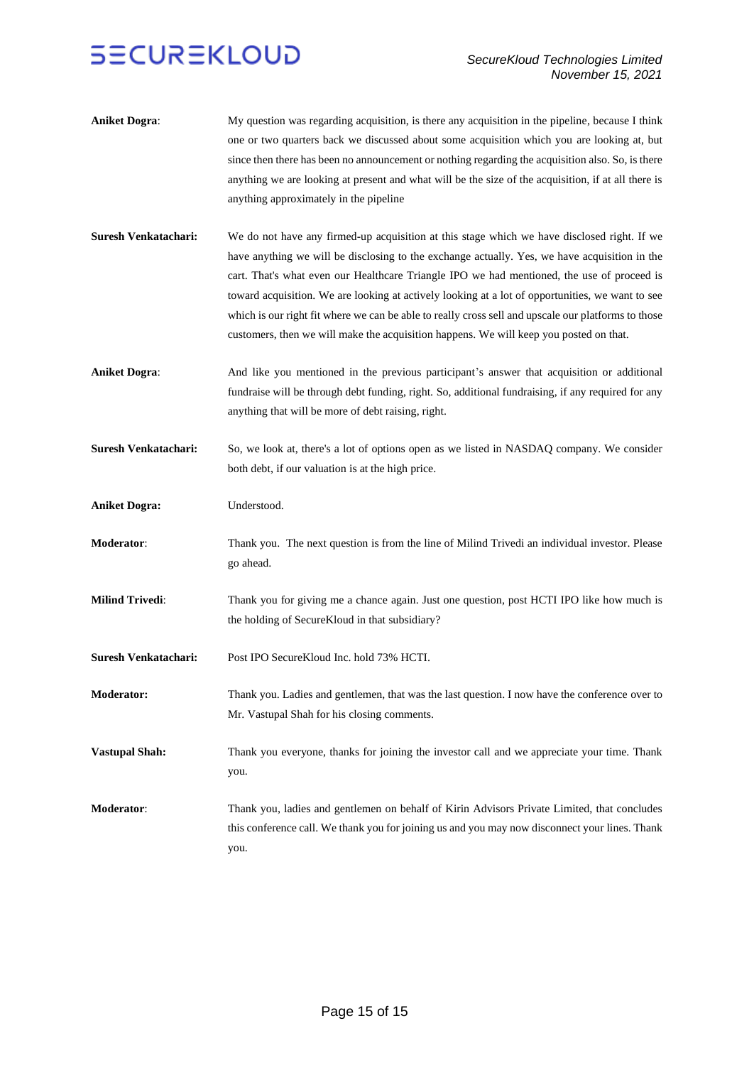**Aniket Dogra**: My question was regarding acquisition, is there any acquisition in the pipeline, because I think one or two quarters back we discussed about some acquisition which you are looking at, but since then there has been no announcement or nothing regarding the acquisition also. So, is there anything we are looking at present and what will be the size of the acquisition, if at all there is anything approximately in the pipeline

**Suresh Venkatachari:** We do not have any firmed-up acquisition at this stage which we have disclosed right. If we have anything we will be disclosing to the exchange actually. Yes, we have acquisition in the cart. That's what even our Healthcare Triangle IPO we had mentioned, the use of proceed is toward acquisition. We are looking at actively looking at a lot of opportunities, we want to see which is our right fit where we can be able to really cross sell and upscale our platforms to those customers, then we will make the acquisition happens. We will keep you posted on that.

**Aniket Dogra**: And like you mentioned in the previous participant's answer that acquisition or additional fundraise will be through debt funding, right. So, additional fundraising, if any required for any anything that will be more of debt raising, right.

**Suresh Venkatachari:** So, we look at, there's a lot of options open as we listed in NASDAQ company. We consider both debt, if our valuation is at the high price.

**Aniket Dogra:** Understood.

**Moderator**: Thank you. The next question is from the line of Milind Trivedi an individual investor. Please go ahead.

**Milind Trivedi**: Thank you for giving me a chance again. Just one question, post HCTI IPO like how much is the holding of SecureKloud in that subsidiary?

**Suresh Venkatachari:** Post IPO SecureKloud Inc. hold 73% HCTI.

**Moderator:** Thank you. Ladies and gentlemen, that was the last question. I now have the conference over to Mr. Vastupal Shah for his closing comments.

**Vastupal Shah:** Thank you everyone, thanks for joining the investor call and we appreciate your time. Thank you.

**Moderator**: Thank you, ladies and gentlemen on behalf of Kirin Advisors Private Limited, that concludes this conference call. We thank you for joining us and you may now disconnect your lines. Thank you.